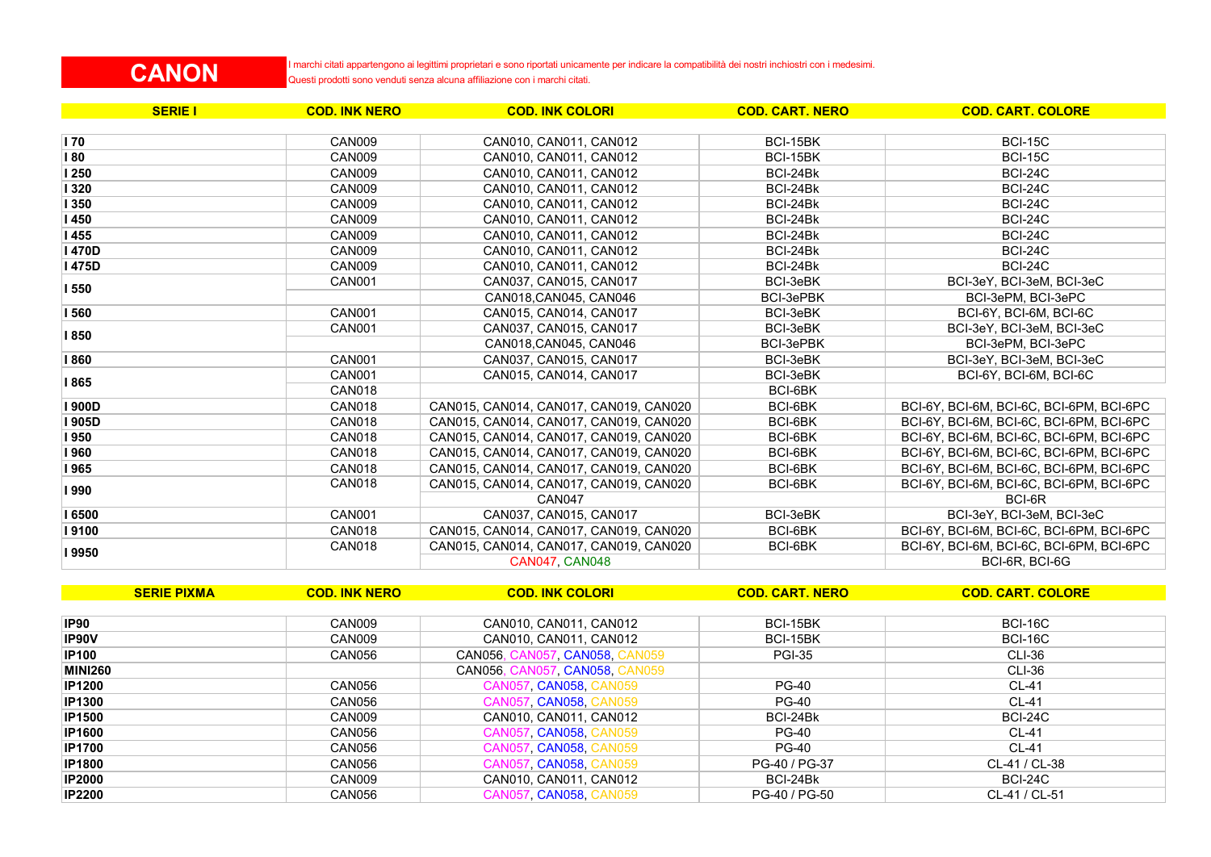# CANON

I marchi citati appartengono ai legittimi proprietari e sono riportati unicamente per indicare la compatibilità dei nostri inchiostri con i medesimi.
Questi prodotti sono venduti senza alcuna affiliazione con i marchi citati.

| SERIE I | COD. INK NERO | COD. INK COLORI | COD. CART. NERO | COD. CART. COLORE |
|---|---|---|---|---|
| I 70 | CAN009 | CAN010, CAN011, CAN012 | BCI-15BK | BCI-15C |
| I 80 | CAN009 | CAN010, CAN011, CAN012 | BCI-15BK | BCI-15C |
| I 250 | CAN009 | CAN010, CAN011, CAN012 | BCI-24Bk | BCI-24C |
| I 320 | CAN009 | CAN010, CAN011, CAN012 | BCI-24Bk | BCI-24C |
| I 350 | CAN009 | CAN010, CAN011, CAN012 | BCI-24Bk | BCI-24C |
| I 450 | CAN009 | CAN010, CAN011, CAN012 | BCI-24Bk | BCI-24C |
| I 455 | CAN009 | CAN010, CAN011, CAN012 | BCI-24Bk | BCI-24C |
| I 470D | CAN009 | CAN010, CAN011, CAN012 | BCI-24Bk | BCI-24C |
| I 475D | CAN009 | CAN010, CAN011, CAN012 | BCI-24Bk | BCI-24C |
| I 550 | CAN001 | CAN037, CAN015, CAN017 | BCI-3eBK | BCI-3eY, BCI-3eM, BCI-3eC |
| | | CAN018,CAN045, CAN046 | BCI-3ePBK | BCI-3ePM, BCI-3ePC |
| I 560 | CAN001 | CAN015, CAN014, CAN017 | BCI-3eBK | BCI-6Y, BCI-6M, BCI-6C |
| I 850 | CAN001 | CAN037, CAN015, CAN017 | BCI-3eBK | BCI-3eY, BCI-3eM, BCI-3eC |
| | | CAN018,CAN045, CAN046 | BCI-3ePBK | BCI-3ePM, BCI-3ePC |
| I 860 | CAN001 | CAN037, CAN015, CAN017 | BCI-3eBK | BCI-3eY, BCI-3eM, BCI-3eC |
| I 865 | CAN001 | CAN015, CAN014, CAN017 | BCI-3eBK | BCI-6Y, BCI-6M, BCI-6C |
| | CAN018 | | BCI-6BK | |
| I 900D | CAN018 | CAN015, CAN014, CAN017, CAN019, CAN020 | BCI-6BK | BCI-6Y, BCI-6M, BCI-6C, BCI-6PM, BCI-6PC |
| I 905D | CAN018 | CAN015, CAN014, CAN017, CAN019, CAN020 | BCI-6BK | BCI-6Y, BCI-6M, BCI-6C, BCI-6PM, BCI-6PC |
| I 950 | CAN018 | CAN015, CAN014, CAN017, CAN019, CAN020 | BCI-6BK | BCI-6Y, BCI-6M, BCI-6C, BCI-6PM, BCI-6PC |
| I 960 | CAN018 | CAN015, CAN014, CAN017, CAN019, CAN020 | BCI-6BK | BCI-6Y, BCI-6M, BCI-6C, BCI-6PM, BCI-6PC |
| I 965 | CAN018 | CAN015, CAN014, CAN017, CAN019, CAN020 | BCI-6BK | BCI-6Y, BCI-6M, BCI-6C, BCI-6PM, BCI-6PC |
| I 990 | CAN018 | CAN015, CAN014, CAN017, CAN019, CAN020 | BCI-6BK | BCI-6Y, BCI-6M, BCI-6C, BCI-6PM, BCI-6PC |
| | | CAN047 | | BCI-6R |
| I 6500 | CAN001 | CAN037, CAN015, CAN017 | BCI-3eBK | BCI-3eY, BCI-3eM, BCI-3eC |
| I 9100 | CAN018 | CAN015, CAN014, CAN017, CAN019, CAN020 | BCI-6BK | BCI-6Y, BCI-6M, BCI-6C, BCI-6PM, BCI-6PC |
| I 9950 | CAN018 | CAN015, CAN014, CAN017, CAN019, CAN020 | BCI-6BK | BCI-6Y, BCI-6M, BCI-6C, BCI-6PM, BCI-6PC |
| | | CAN047, CAN048 | | BCI-6R, BCI-6G |

| SERIE PIXMA | COD. INK NERO | COD. INK COLORI | COD. CART. NERO | COD. CART. COLORE |
|---|---|---|---|---|
| IP90 | CAN009 | CAN010, CAN011, CAN012 | BCI-15BK | BCI-16C |
| IP90V | CAN009 | CAN010, CAN011, CAN012 | BCI-15BK | BCI-16C |
| IP100 | CAN056 | CAN056, CAN057, CAN058, CAN059 | PGI-35 | CLI-36 |
| MINI260 | | CAN056, CAN057, CAN058, CAN059 | | CLI-36 |
| IP1200 | CAN056 | CAN057, CAN058, CAN059 | PG-40 | CL-41 |
| IP1300 | CAN056 | CAN057, CAN058, CAN059 | PG-40 | CL-41 |
| IP1500 | CAN009 | CAN010, CAN011, CAN012 | BCI-24Bk | BCI-24C |
| IP1600 | CAN056 | CAN057, CAN058, CAN059 | PG-40 | CL-41 |
| IP1700 | CAN056 | CAN057, CAN058, CAN059 | PG-40 | CL-41 |
| IP1800 | CAN056 | CAN057, CAN058, CAN059 | PG-40 / PG-37 | CL-41 / CL-38 |
| IP2000 | CAN009 | CAN010, CAN011, CAN012 | BCI-24Bk | BCI-24C |
| IP2200 | CAN056 | CAN057, CAN058, CAN059 | PG-40 / PG-50 | CL-41 / CL-51 |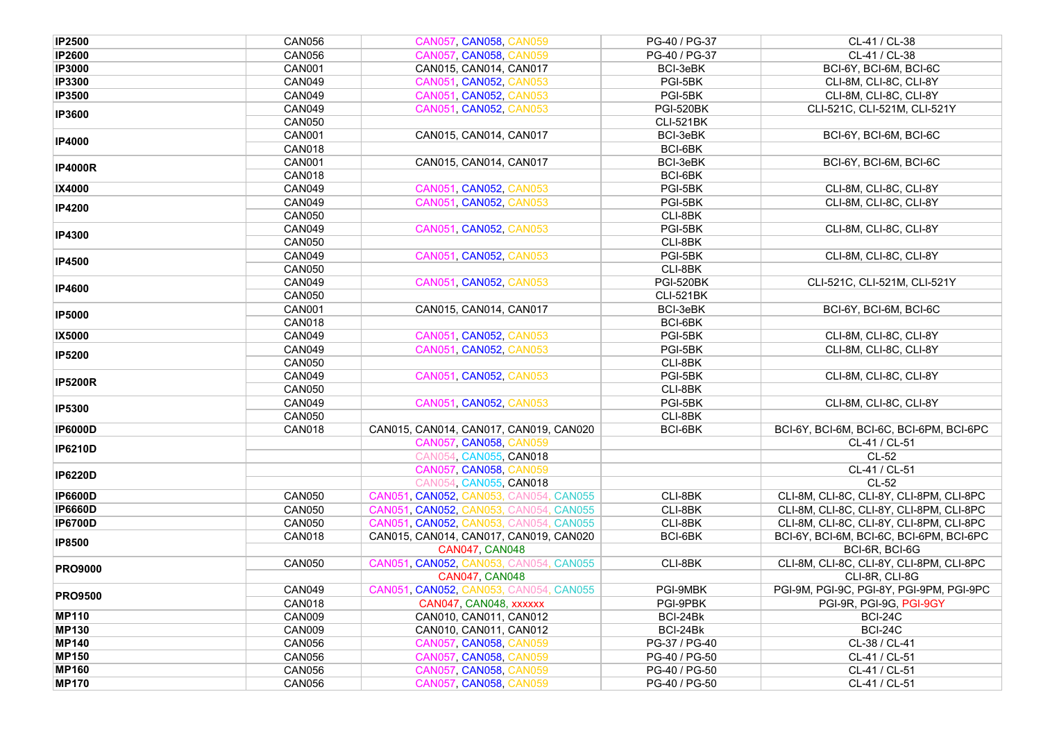| | | | | |
|---|---|---|---|---|
| **IP2500** | CAN056 | CAN057, CAN058, CAN059 | PG-40 / PG-37 | CL-41 / CL-38 |
| **IP2600** | CAN056 | CAN057, CAN058, CAN059 | PG-40 / PG-37 | CL-41 / CL-38 |
| **IP3000** | CAN001 | CAN015, CAN014, CAN017 | BCI-3eBK | BCI-6Y, BCI-6M, BCI-6C |
| **IP3300** | CAN049 | CAN051, CAN052, CAN053 | PGI-5BK | CLI-8M, CLI-8C, CLI-8Y |
| **IP3500** | CAN049 | CAN051, CAN052, CAN053 | PGI-5BK | CLI-8M, CLI-8C, CLI-8Y |
| **IP3600** | CAN049 | CAN051, CAN052, CAN053 | PGI-520BK | CLI-521C, CLI-521M, CLI-521Y |
| | CAN050 | | CLI-521BK | |
| **IP4000** | CAN001 | CAN015, CAN014, CAN017 | BCI-3eBK | BCI-6Y, BCI-6M, BCI-6C |
| | CAN018 | | BCI-6BK | |
| **IP4000R** | CAN001 | CAN015, CAN014, CAN017 | BCI-3eBK | BCI-6Y, BCI-6M, BCI-6C |
| | CAN018 | | BCI-6BK | |
| **IX4000** | CAN049 | CAN051, CAN052, CAN053 | PGI-5BK | CLI-8M, CLI-8C, CLI-8Y |
| **IP4200** | CAN049 | CAN051, CAN052, CAN053 | PGI-5BK | CLI-8M, CLI-8C, CLI-8Y |
| | CAN050 | | CLI-8BK | |
| **IP4300** | CAN049 | CAN051, CAN052, CAN053 | PGI-5BK | CLI-8M, CLI-8C, CLI-8Y |
| | CAN050 | | CLI-8BK | |
| **IP4500** | CAN049 | CAN051, CAN052, CAN053 | PGI-5BK | CLI-8M, CLI-8C, CLI-8Y |
| | CAN050 | | CLI-8BK | |
| **IP4600** | CAN049 | CAN051, CAN052, CAN053 | PGI-520BK | CLI-521C, CLI-521M, CLI-521Y |
| | CAN050 | | CLI-521BK | |
| **IP5000** | CAN001 | CAN015, CAN014, CAN017 | BCI-3eBK | BCI-6Y, BCI-6M, BCI-6C |
| | CAN018 | | BCI-6BK | |
| **IX5000** | CAN049 | CAN051, CAN052, CAN053 | PGI-5BK | CLI-8M, CLI-8C, CLI-8Y |
| **IP5200** | CAN049 | CAN051, CAN052, CAN053 | PGI-5BK | CLI-8M, CLI-8C, CLI-8Y |
| | CAN050 | | CLI-8BK | |
| **IP5200R** | CAN049 | CAN051, CAN052, CAN053 | PGI-5BK | CLI-8M, CLI-8C, CLI-8Y |
| | CAN050 | | CLI-8BK | |
| **IP5300** | CAN049 | CAN051, CAN052, CAN053 | PGI-5BK | CLI-8M, CLI-8C, CLI-8Y |
| | CAN050 | | CLI-8BK | |
| **IP6000D** | CAN018 | CAN015, CAN014, CAN017, CAN019, CAN020 | BCI-6BK | BCI-6Y, BCI-6M, BCI-6C, BCI-6PM, BCI-6PC |
| **IP6210D** | | CAN057, CAN058, CAN059 | | CL-41 / CL-51 |
| | | CAN054, CAN055, CAN018 | | CL-52 |
| **IP6220D** | | CAN057, CAN058, CAN059 | | CL-41 / CL-51 |
| | | CAN054, CAN055, CAN018 | | CL-52 |
| **IP6600D** | CAN050 | CAN051, CAN052, CAN053, CAN054, CAN055 | CLI-8BK | CLI-8M, CLI-8C, CLI-8Y, CLI-8PM, CLI-8PC |
| **IP6660D** | CAN050 | CAN051, CAN052, CAN053, CAN054, CAN055 | CLI-8BK | CLI-8M, CLI-8C, CLI-8Y, CLI-8PM, CLI-8PC |
| **IP6700D** | CAN050 | CAN051, CAN052, CAN053, CAN054, CAN055 | CLI-8BK | CLI-8M, CLI-8C, CLI-8Y, CLI-8PM, CLI-8PC |
| **IP8500** | CAN018 | CAN015, CAN014, CAN017, CAN019, CAN020 | BCI-6BK | BCI-6Y, BCI-6M, BCI-6C, BCI-6PM, BCI-6PC |
| | | CAN047, CAN048 | | BCI-6R, BCI-6G |
| **PRO9000** | CAN050 | CAN051, CAN052, CAN053, CAN054, CAN055 | CLI-8BK | CLI-8M, CLI-8C, CLI-8Y, CLI-8PM, CLI-8PC |
| | | CAN047, CAN048 | | CLI-8R, CLI-8G |
| **PRO9500** | CAN049 | CAN051, CAN052, CAN053, CAN054, CAN055 | PGI-9MBK | PGI-9M, PGI-9C, PGI-8Y, PGI-9PM, PGI-9PC |
| | CAN018 | CAN047, CAN048, xxxxxx | PGI-9PBK | PGI-9R, PGI-9G, PGI-9GY |
| **MP110** | CAN009 | CAN010, CAN011, CAN012 | BCI-24Bk | BCI-24C |
| **MP130** | CAN009 | CAN010, CAN011, CAN012 | BCI-24Bk | BCI-24C |
| **MP140** | CAN056 | CAN057, CAN058, CAN059 | PG-37 / PG-40 | CL-38 / CL-41 |
| **MP150** | CAN056 | CAN057, CAN058, CAN059 | PG-40 / PG-50 | CL-41 / CL-51 |
| **MP160** | CAN056 | CAN057, CAN058, CAN059 | PG-40 / PG-50 | CL-41 / CL-51 |
| **MP170** | CAN056 | CAN057, CAN058, CAN059 | PG-40 / PG-50 | CL-41 / CL-51 |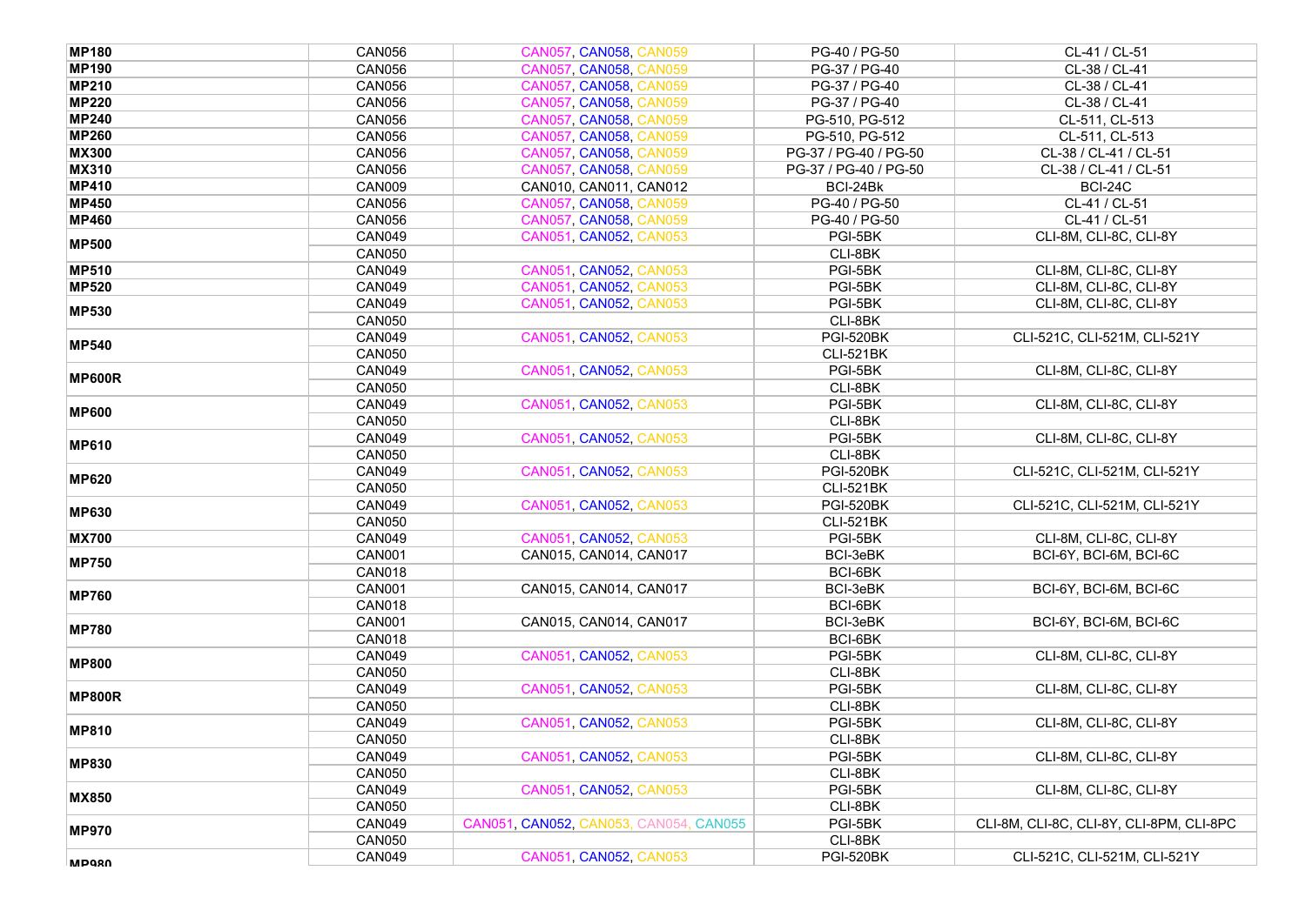| | | | | |
|---|---|---|---|---|
| **MP180** | CAN056 | CAN057, CAN058, CAN059 | PG-40 / PG-50 | CL-41 / CL-51 |
| **MP190** | CAN056 | CAN057, CAN058, CAN059 | PG-37 / PG-40 | CL-38 / CL-41 |
| **MP210** | CAN056 | CAN057, CAN058, CAN059 | PG-37 / PG-40 | CL-38 / CL-41 |
| **MP220** | CAN056 | CAN057, CAN058, CAN059 | PG-37 / PG-40 | CL-38 / CL-41 |
| **MP240** | CAN056 | CAN057, CAN058, CAN059 | PG-510, PG-512 | CL-511, CL-513 |
| **MP260** | CAN056 | CAN057, CAN058, CAN059 | PG-510, PG-512 | CL-511, CL-513 |
| **MX300** | CAN056 | CAN057, CAN058, CAN059 | PG-37 / PG-40 / PG-50 | CL-38 / CL-41 / CL-51 |
| **MX310** | CAN056 | CAN057, CAN058, CAN059 | PG-37 / PG-40 / PG-50 | CL-38 / CL-41 / CL-51 |
| **MP410** | CAN009 | CAN010, CAN011, CAN012 | BCI-24Bk | BCI-24C |
| **MP450** | CAN056 | CAN057, CAN058, CAN059 | PG-40 / PG-50 | CL-41 / CL-51 |
| **MP460** | CAN056 | CAN057, CAN058, CAN059 | PG-40 / PG-50 | CL-41 / CL-51 |
| **MP500** | CAN049 | CAN051, CAN052, CAN053 | PGI-5BK | CLI-8M, CLI-8C, CLI-8Y |
| | CAN050 | | CLI-8BK | |
| **MP510** | CAN049 | CAN051, CAN052, CAN053 | PGI-5BK | CLI-8M, CLI-8C, CLI-8Y |
| **MP520** | CAN049 | CAN051, CAN052, CAN053 | PGI-5BK | CLI-8M, CLI-8C, CLI-8Y |
| **MP530** | CAN049 | CAN051, CAN052, CAN053 | PGI-5BK | CLI-8M, CLI-8C, CLI-8Y |
| | CAN050 | | CLI-8BK | |
| **MP540** | CAN049 | CAN051, CAN052, CAN053 | PGI-520BK | CLI-521C, CLI-521M, CLI-521Y |
| | CAN050 | | CLI-521BK | |
| **MP600R** | CAN049 | CAN051, CAN052, CAN053 | PGI-5BK | CLI-8M, CLI-8C, CLI-8Y |
| | CAN050 | | CLI-8BK | |
| **MP600** | CAN049 | CAN051, CAN052, CAN053 | PGI-5BK | CLI-8M, CLI-8C, CLI-8Y |
| | CAN050 | | CLI-8BK | |
| **MP610** | CAN049 | CAN051, CAN052, CAN053 | PGI-5BK | CLI-8M, CLI-8C, CLI-8Y |
| | CAN050 | | CLI-8BK | |
| **MP620** | CAN049 | CAN051, CAN052, CAN053 | PGI-520BK | CLI-521C, CLI-521M, CLI-521Y |
| | CAN050 | | CLI-521BK | |
| **MP630** | CAN049 | CAN051, CAN052, CAN053 | PGI-520BK | CLI-521C, CLI-521M, CLI-521Y |
| | CAN050 | | CLI-521BK | |
| **MX700** | CAN049 | CAN051, CAN052, CAN053 | PGI-5BK | CLI-8M, CLI-8C, CLI-8Y |
| **MP750** | CAN001 | CAN015, CAN014, CAN017 | BCI-3eBK | BCI-6Y, BCI-6M, BCI-6C |
| | CAN018 | | BCI-6BK | |
| **MP760** | CAN001 | CAN015, CAN014, CAN017 | BCI-3eBK | BCI-6Y, BCI-6M, BCI-6C |
| | CAN018 | | BCI-6BK | |
| **MP780** | CAN001 | CAN015, CAN014, CAN017 | BCI-3eBK | BCI-6Y, BCI-6M, BCI-6C |
| | CAN018 | | BCI-6BK | |
| **MP800** | CAN049 | CAN051, CAN052, CAN053 | PGI-5BK | CLI-8M, CLI-8C, CLI-8Y |
| | CAN050 | | CLI-8BK | |
| **MP800R** | CAN049 | CAN051, CAN052, CAN053 | PGI-5BK | CLI-8M, CLI-8C, CLI-8Y |
| | CAN050 | | CLI-8BK | |
| **MP810** | CAN049 | CAN051, CAN052, CAN053 | PGI-5BK | CLI-8M, CLI-8C, CLI-8Y |
| | CAN050 | | CLI-8BK | |
| **MP830** | CAN049 | CAN051, CAN052, CAN053 | PGI-5BK | CLI-8M, CLI-8C, CLI-8Y |
| | CAN050 | | CLI-8BK | |
| **MX850** | CAN049 | CAN051, CAN052, CAN053 | PGI-5BK | CLI-8M, CLI-8C, CLI-8Y |
| | CAN050 | | CLI-8BK | |
| **MP970** | CAN049 | CAN051, CAN052, CAN053, CAN054, CAN055 | PGI-5BK | CLI-8M, CLI-8C, CLI-8Y, CLI-8PM, CLI-8PC |
| | CAN050 | | CLI-8BK | |
| **MP980** | CAN049 | CAN051, CAN052, CAN053 | PGI-520BK | CLI-521C, CLI-521M, CLI-521Y |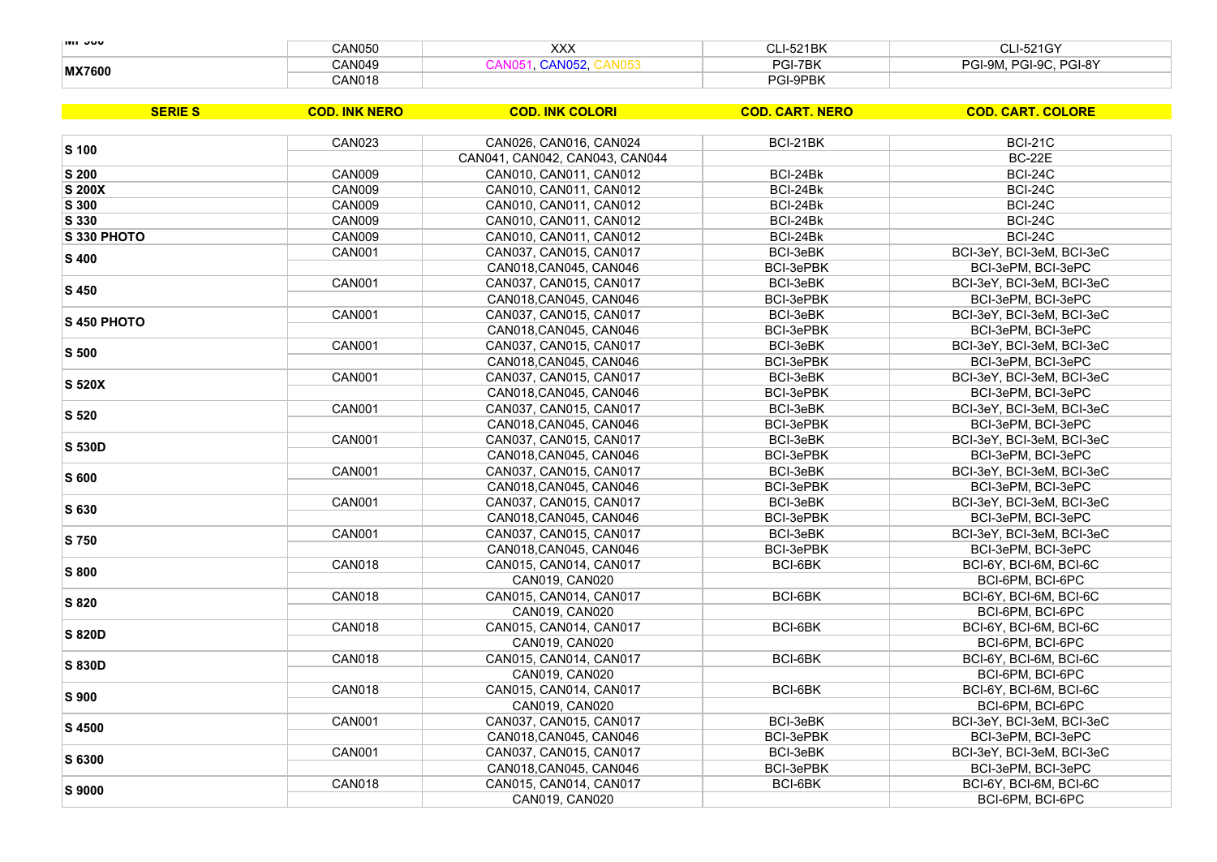| | | | | |
|---|---|---|---|---|
| MP 980 | CAN050 | XXX | CLI-521BK | CLI-521GY |
| MX7600 | CAN049 | CAN051, CAN052, CAN053 | PGI-7BK | PGI-9M, PGI-9C, PGI-8Y |
| | CAN018 | | PGI-9PBK | |

| SERIE S | COD. INK NERO | COD. INK COLORI | COD. CART. NERO | COD. CART. COLORE |
|---|---|---|---|---|
| S 100 | CAN023 | CAN026, CAN016, CAN024 | BCI-21BK | BCI-21C |
| | | CAN041, CAN042, CAN043, CAN044 | | BC-22E |
| S 200 | CAN009 | CAN010, CAN011, CAN012 | BCI-24Bk | BCI-24C |
| S 200X | CAN009 | CAN010, CAN011, CAN012 | BCI-24Bk | BCI-24C |
| S 300 | CAN009 | CAN010, CAN011, CAN012 | BCI-24Bk | BCI-24C |
| S 330 | CAN009 | CAN010, CAN011, CAN012 | BCI-24Bk | BCI-24C |
| S 330 PHOTO | CAN009 | CAN010, CAN011, CAN012 | BCI-24Bk | BCI-24C |
| S 400 | CAN001 | CAN037, CAN015, CAN017 | BCI-3eBK | BCI-3eY, BCI-3eM, BCI-3eC |
| | | CAN018,CAN045, CAN046 | BCI-3ePBK | BCI-3ePM, BCI-3ePC |
| S 450 | CAN001 | CAN037, CAN015, CAN017 | BCI-3eBK | BCI-3eY, BCI-3eM, BCI-3eC |
| | | CAN018,CAN045, CAN046 | BCI-3ePBK | BCI-3ePM, BCI-3ePC |
| S 450 PHOTO | CAN001 | CAN037, CAN015, CAN017 | BCI-3eBK | BCI-3eY, BCI-3eM, BCI-3eC |
| | | CAN018,CAN045, CAN046 | BCI-3ePBK | BCI-3ePM, BCI-3ePC |
| S 500 | CAN001 | CAN037, CAN015, CAN017 | BCI-3eBK | BCI-3eY, BCI-3eM, BCI-3eC |
| | | CAN018,CAN045, CAN046 | BCI-3ePBK | BCI-3ePM, BCI-3ePC |
| S 520X | CAN001 | CAN037, CAN015, CAN017 | BCI-3eBK | BCI-3eY, BCI-3eM, BCI-3eC |
| | | CAN018,CAN045, CAN046 | BCI-3ePBK | BCI-3ePM, BCI-3ePC |
| S 520 | CAN001 | CAN037, CAN015, CAN017 | BCI-3eBK | BCI-3eY, BCI-3eM, BCI-3eC |
| | | CAN018,CAN045, CAN046 | BCI-3ePBK | BCI-3ePM, BCI-3ePC |
| S 530D | CAN001 | CAN037, CAN015, CAN017 | BCI-3eBK | BCI-3eY, BCI-3eM, BCI-3eC |
| | | CAN018,CAN045, CAN046 | BCI-3ePBK | BCI-3ePM, BCI-3ePC |
| S 600 | CAN001 | CAN037, CAN015, CAN017 | BCI-3eBK | BCI-3eY, BCI-3eM, BCI-3eC |
| | | CAN018,CAN045, CAN046 | BCI-3ePBK | BCI-3ePM, BCI-3ePC |
| S 630 | CAN001 | CAN037, CAN015, CAN017 | BCI-3eBK | BCI-3eY, BCI-3eM, BCI-3eC |
| | | CAN018,CAN045, CAN046 | BCI-3ePBK | BCI-3ePM, BCI-3ePC |
| S 750 | CAN001 | CAN037, CAN015, CAN017 | BCI-3eBK | BCI-3eY, BCI-3eM, BCI-3eC |
| | | CAN018,CAN045, CAN046 | BCI-3ePBK | BCI-3ePM, BCI-3ePC |
| S 800 | CAN018 | CAN015, CAN014, CAN017 | BCI-6BK | BCI-6Y, BCI-6M, BCI-6C |
| | | CAN019, CAN020 | | BCI-6PM, BCI-6PC |
| S 820 | CAN018 | CAN015, CAN014, CAN017 | BCI-6BK | BCI-6Y, BCI-6M, BCI-6C |
| | | CAN019, CAN020 | | BCI-6PM, BCI-6PC |
| S 820D | CAN018 | CAN015, CAN014, CAN017 | BCI-6BK | BCI-6Y, BCI-6M, BCI-6C |
| | | CAN019, CAN020 | | BCI-6PM, BCI-6PC |
| S 830D | CAN018 | CAN015, CAN014, CAN017 | BCI-6BK | BCI-6Y, BCI-6M, BCI-6C |
| | | CAN019, CAN020 | | BCI-6PM, BCI-6PC |
| S 900 | CAN018 | CAN015, CAN014, CAN017 | BCI-6BK | BCI-6Y, BCI-6M, BCI-6C |
| | | CAN019, CAN020 | | BCI-6PM, BCI-6PC |
| S 4500 | CAN001 | CAN037, CAN015, CAN017 | BCI-3eBK | BCI-3eY, BCI-3eM, BCI-3eC |
| | | CAN018,CAN045, CAN046 | BCI-3ePBK | BCI-3ePM, BCI-3ePC |
| S 6300 | CAN001 | CAN037, CAN015, CAN017 | BCI-3eBK | BCI-3eY, BCI-3eM, BCI-3eC |
| | | CAN018,CAN045, CAN046 | BCI-3ePBK | BCI-3ePM, BCI-3ePC |
| S 9000 | CAN018 | CAN015, CAN014, CAN017 | BCI-6BK | BCI-6Y, BCI-6M, BCI-6C |
| | | CAN019, CAN020 | | BCI-6PM, BCI-6PC |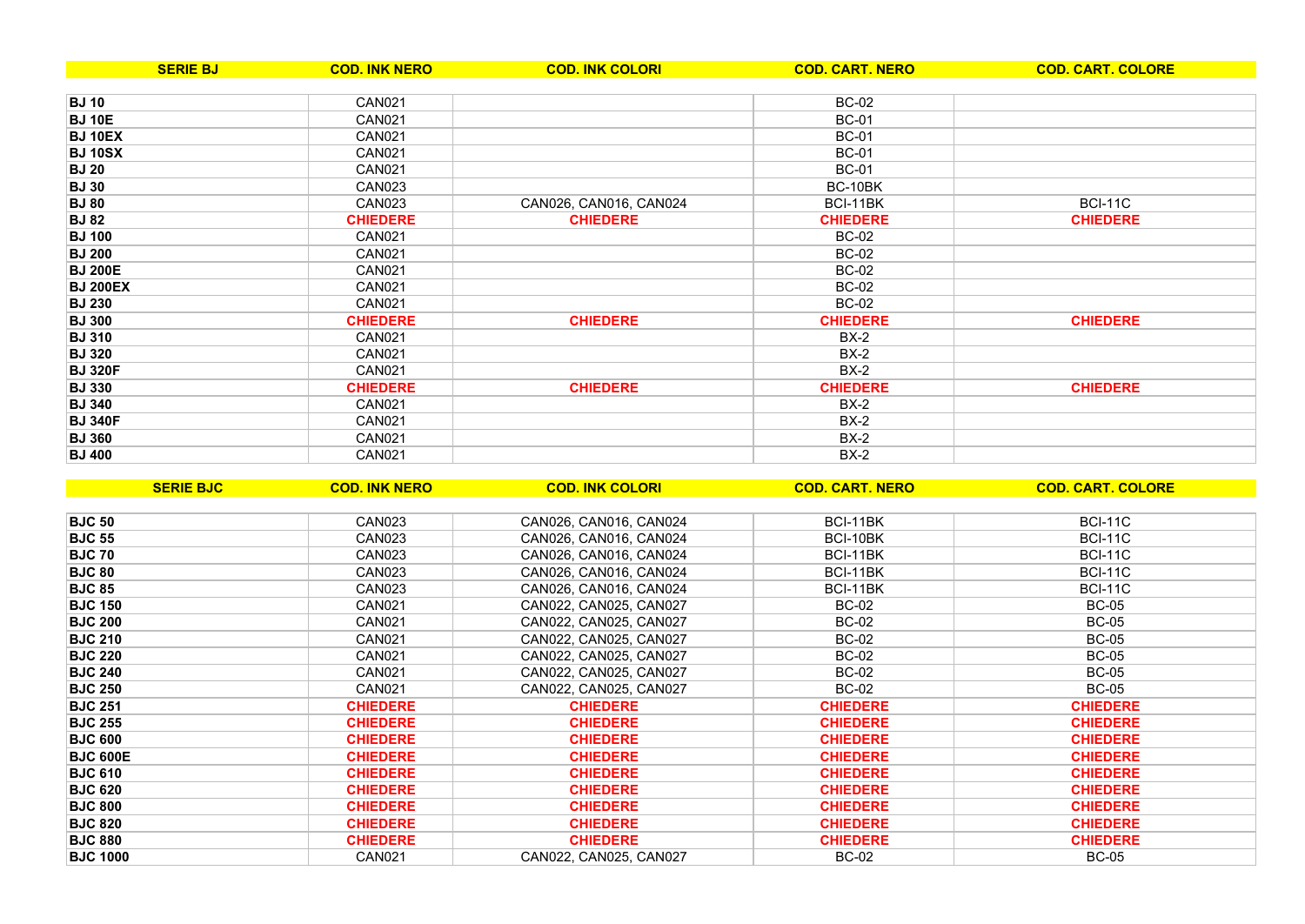| SERIE BJ | COD. INK NERO | COD. INK COLORI | COD. CART. NERO | COD. CART. COLORE |
|---|---|---|---|---|
| **BJ 10** | CAN021 | | BC-02 | |
| **BJ 10E** | CAN021 | | BC-01 | |
| **BJ 10EX** | CAN021 | | BC-01 | |
| **BJ 10SX** | CAN021 | | BC-01 | |
| **BJ 20** | CAN021 | | BC-01 | |
| **BJ 30** | CAN023 | | BC-10BK | |
| **BJ 80** | CAN023 | CAN026, CAN016, CAN024 | BCI-11BK | BCI-11C |
| **BJ 82** | **CHIEDERE** | **CHIEDERE** | **CHIEDERE** | **CHIEDERE** |
| **BJ 100** | CAN021 | | BC-02 | |
| **BJ 200** | CAN021 | | BC-02 | |
| **BJ 200E** | CAN021 | | BC-02 | |
| **BJ 200EX** | CAN021 | | BC-02 | |
| **BJ 230** | CAN021 | | BC-02 | |
| **BJ 300** | **CHIEDERE** | **CHIEDERE** | **CHIEDERE** | **CHIEDERE** |
| **BJ 310** | CAN021 | | BX-2 | |
| **BJ 320** | CAN021 | | BX-2 | |
| **BJ 320F** | CAN021 | | BX-2 | |
| **BJ 330** | **CHIEDERE** | **CHIEDERE** | **CHIEDERE** | **CHIEDERE** |
| **BJ 340** | CAN021 | | BX-2 | |
| **BJ 340F** | CAN021 | | BX-2 | |
| **BJ 360** | CAN021 | | BX-2 | |
| **BJ 400** | CAN021 | | BX-2 | |

| SERIE BJC | COD. INK NERO | COD. INK COLORI | COD. CART. NERO | COD. CART. COLORE |
|---|---|---|---|---|
| **BJC 50** | CAN023 | CAN026, CAN016, CAN024 | BCI-11BK | BCI-11C |
| **BJC 55** | CAN023 | CAN026, CAN016, CAN024 | BCI-10BK | BCI-11C |
| **BJC 70** | CAN023 | CAN026, CAN016, CAN024 | BCI-11BK | BCI-11C |
| **BJC 80** | CAN023 | CAN026, CAN016, CAN024 | BCI-11BK | BCI-11C |
| **BJC 85** | CAN023 | CAN026, CAN016, CAN024 | BCI-11BK | BCI-11C |
| **BJC 150** | CAN021 | CAN022, CAN025, CAN027 | BC-02 | BC-05 |
| **BJC 200** | CAN021 | CAN022, CAN025, CAN027 | BC-02 | BC-05 |
| **BJC 210** | CAN021 | CAN022, CAN025, CAN027 | BC-02 | BC-05 |
| **BJC 220** | CAN021 | CAN022, CAN025, CAN027 | BC-02 | BC-05 |
| **BJC 240** | CAN021 | CAN022, CAN025, CAN027 | BC-02 | BC-05 |
| **BJC 250** | CAN021 | CAN022, CAN025, CAN027 | BC-02 | BC-05 |
| **BJC 251** | **CHIEDERE** | **CHIEDERE** | **CHIEDERE** | **CHIEDERE** |
| **BJC 255** | **CHIEDERE** | **CHIEDERE** | **CHIEDERE** | **CHIEDERE** |
| **BJC 600** | **CHIEDERE** | **CHIEDERE** | **CHIEDERE** | **CHIEDERE** |
| **BJC 600E** | **CHIEDERE** | **CHIEDERE** | **CHIEDERE** | **CHIEDERE** |
| **BJC 610** | **CHIEDERE** | **CHIEDERE** | **CHIEDERE** | **CHIEDERE** |
| **BJC 620** | **CHIEDERE** | **CHIEDERE** | **CHIEDERE** | **CHIEDERE** |
| **BJC 800** | **CHIEDERE** | **CHIEDERE** | **CHIEDERE** | **CHIEDERE** |
| **BJC 820** | **CHIEDERE** | **CHIEDERE** | **CHIEDERE** | **CHIEDERE** |
| **BJC 880** | **CHIEDERE** | **CHIEDERE** | **CHIEDERE** | **CHIEDERE** |
| **BJC 1000** | CAN021 | CAN022, CAN025, CAN027 | BC-02 | BC-05 |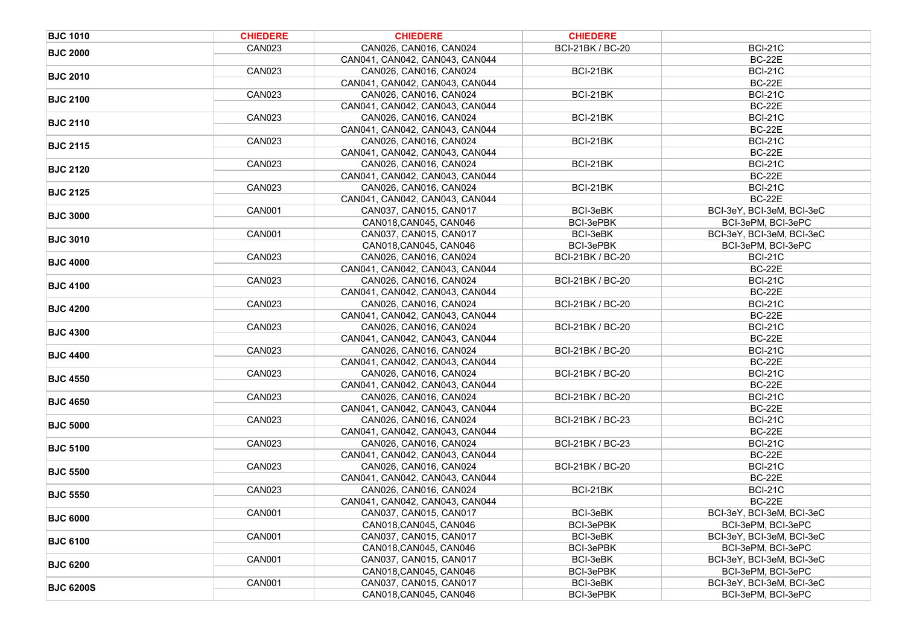| BJC 1010 | CHIEDERE | CHIEDERE | CHIEDERE | |
|---|---|---|---|---|
| BJC 2000 | CAN023 | CAN026, CAN016, CAN024 | BCI-21BK / BC-20 | BCI-21C |
| | | CAN041, CAN042, CAN043, CAN044 | | BC-22E |
| BJC 2010 | CAN023 | CAN026, CAN016, CAN024 | BCI-21BK | BCI-21C |
| | | CAN041, CAN042, CAN043, CAN044 | | BC-22E |
| BJC 2100 | CAN023 | CAN026, CAN016, CAN024 | BCI-21BK | BCI-21C |
| | | CAN041, CAN042, CAN043, CAN044 | | BC-22E |
| BJC 2110 | CAN023 | CAN026, CAN016, CAN024 | BCI-21BK | BCI-21C |
| | | CAN041, CAN042, CAN043, CAN044 | | BC-22E |
| BJC 2115 | CAN023 | CAN026, CAN016, CAN024 | BCI-21BK | BCI-21C |
| | | CAN041, CAN042, CAN043, CAN044 | | BC-22E |
| BJC 2120 | CAN023 | CAN026, CAN016, CAN024 | BCI-21BK | BCI-21C |
| | | CAN041, CAN042, CAN043, CAN044 | | BC-22E |
| BJC 2125 | CAN023 | CAN026, CAN016, CAN024 | BCI-21BK | BCI-21C |
| | | CAN041, CAN042, CAN043, CAN044 | | BC-22E |
| BJC 3000 | CAN001 | CAN037, CAN015, CAN017 | BCI-3eBK | BCI-3eY, BCI-3eM, BCI-3eC |
| | | CAN018,CAN045, CAN046 | BCI-3ePBK | BCI-3ePM, BCI-3ePC |
| BJC 3010 | CAN001 | CAN037, CAN015, CAN017 | BCI-3eBK | BCI-3eY, BCI-3eM, BCI-3eC |
| | | CAN018,CAN045, CAN046 | BCI-3ePBK | BCI-3ePM, BCI-3ePC |
| BJC 4000 | CAN023 | CAN026, CAN016, CAN024 | BCI-21BK / BC-20 | BCI-21C |
| | | CAN041, CAN042, CAN043, CAN044 | | BC-22E |
| BJC 4100 | CAN023 | CAN026, CAN016, CAN024 | BCI-21BK / BC-20 | BCI-21C |
| | | CAN041, CAN042, CAN043, CAN044 | | BC-22E |
| BJC 4200 | CAN023 | CAN026, CAN016, CAN024 | BCI-21BK / BC-20 | BCI-21C |
| | | CAN041, CAN042, CAN043, CAN044 | | BC-22E |
| BJC 4300 | CAN023 | CAN026, CAN016, CAN024 | BCI-21BK / BC-20 | BCI-21C |
| | | CAN041, CAN042, CAN043, CAN044 | | BC-22E |
| BJC 4400 | CAN023 | CAN026, CAN016, CAN024 | BCI-21BK / BC-20 | BCI-21C |
| | | CAN041, CAN042, CAN043, CAN044 | | BC-22E |
| BJC 4550 | CAN023 | CAN026, CAN016, CAN024 | BCI-21BK / BC-20 | BCI-21C |
| | | CAN041, CAN042, CAN043, CAN044 | | BC-22E |
| BJC 4650 | CAN023 | CAN026, CAN016, CAN024 | BCI-21BK / BC-20 | BCI-21C |
| | | CAN041, CAN042, CAN043, CAN044 | | BC-22E |
| BJC 5000 | CAN023 | CAN026, CAN016, CAN024 | BCI-21BK / BC-23 | BCI-21C |
| | | CAN041, CAN042, CAN043, CAN044 | | BC-22E |
| BJC 5100 | CAN023 | CAN026, CAN016, CAN024 | BCI-21BK / BC-23 | BCI-21C |
| | | CAN041, CAN042, CAN043, CAN044 | | BC-22E |
| BJC 5500 | CAN023 | CAN026, CAN016, CAN024 | BCI-21BK / BC-20 | BCI-21C |
| | | CAN041, CAN042, CAN043, CAN044 | | BC-22E |
| BJC 5550 | CAN023 | CAN026, CAN016, CAN024 | BCI-21BK | BCI-21C |
| | | CAN041, CAN042, CAN043, CAN044 | | BC-22E |
| BJC 6000 | CAN001 | CAN037, CAN015, CAN017 | BCI-3eBK | BCI-3eY, BCI-3eM, BCI-3eC |
| | | CAN018,CAN045, CAN046 | BCI-3ePBK | BCI-3ePM, BCI-3ePC |
| BJC 6100 | CAN001 | CAN037, CAN015, CAN017 | BCI-3eBK | BCI-3eY, BCI-3eM, BCI-3eC |
| | | CAN018,CAN045, CAN046 | BCI-3ePBK | BCI-3ePM, BCI-3ePC |
| BJC 6200 | CAN001 | CAN037, CAN015, CAN017 | BCI-3eBK | BCI-3eY, BCI-3eM, BCI-3eC |
| | | CAN018,CAN045, CAN046 | BCI-3ePBK | BCI-3ePM, BCI-3ePC |
| BJC 6200S | CAN001 | CAN037, CAN015, CAN017 | BCI-3eBK | BCI-3eY, BCI-3eM, BCI-3eC |
| | | CAN018,CAN045, CAN046 | BCI-3ePBK | BCI-3ePM, BCI-3ePC |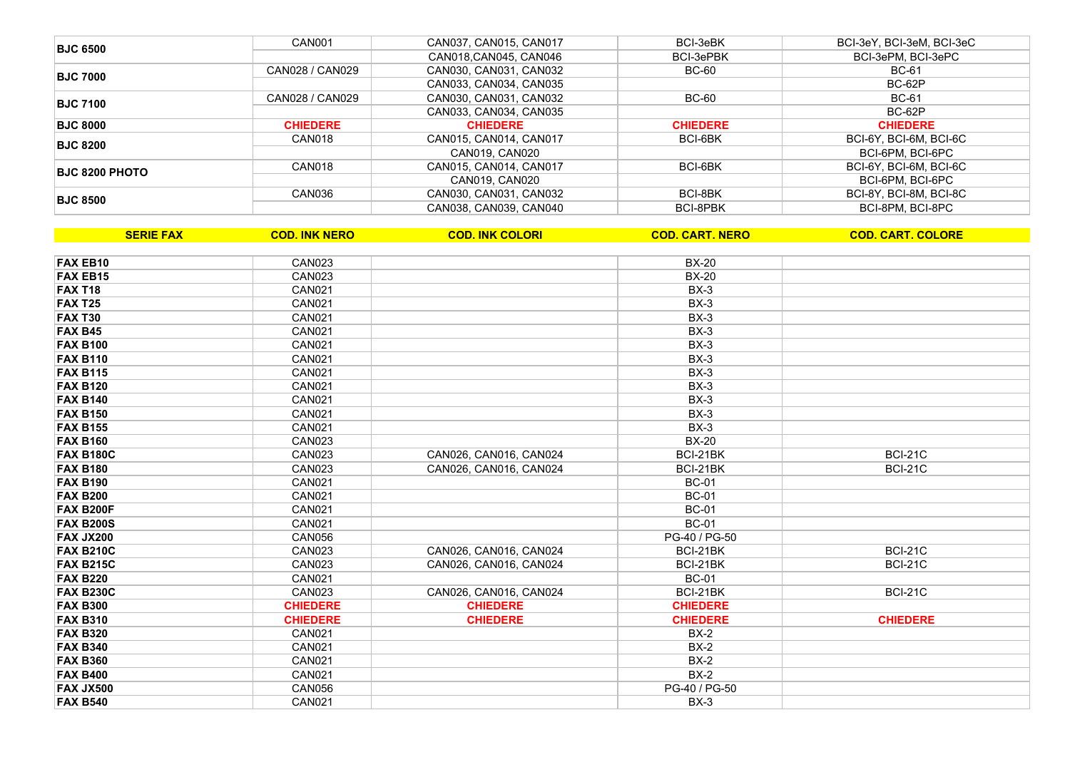| | | | | |
|---|---|---|---|---|
| **BJC 6500** | CAN001 | CAN037, CAN015, CAN017 | BCI-3eBK | BCI-3eY, BCI-3eM, BCI-3eC |
| | | CAN018,CAN045, CAN046 | BCI-3ePBK | BCI-3ePM, BCI-3ePC |
| **BJC 7000** | CAN028 / CAN029 | CAN030, CAN031, CAN032 | BC-60 | BC-61 |
| | | CAN033, CAN034, CAN035 | | BC-62P |
| **BJC 7100** | CAN028 / CAN029 | CAN030, CAN031, CAN032 | BC-60 | BC-61 |
| | | CAN033, CAN034, CAN035 | | BC-62P |
| **BJC 8000** | **CHIEDERE** | **CHIEDERE** | **CHIEDERE** | **CHIEDERE** |
| **BJC 8200** | CAN018 | CAN015, CAN014, CAN017 | BCI-6BK | BCI-6Y, BCI-6M, BCI-6C |
| | | CAN019, CAN020 | | BCI-6PM, BCI-6PC |
| **BJC 8200 PHOTO** | CAN018 | CAN015, CAN014, CAN017 | BCI-6BK | BCI-6Y, BCI-6M, BCI-6C |
| | | CAN019, CAN020 | | BCI-6PM, BCI-6PC |
| **BJC 8500** | CAN036 | CAN030, CAN031, CAN032 | BCI-8BK | BCI-8Y, BCI-8M, BCI-8C |
| | | CAN038, CAN039, CAN040 | BCI-8PBK | BCI-8PM, BCI-8PC |

| SERIE FAX | COD. INK NERO | COD. INK COLORI | COD. CART. NERO | COD. CART. COLORE |
|---|---|---|---|---|
| **FAX EB10** | CAN023 | | BX-20 | |
| **FAX EB15** | CAN023 | | BX-20 | |
| **FAX T18** | CAN021 | | BX-3 | |
| **FAX T25** | CAN021 | | BX-3 | |
| **FAX T30** | CAN021 | | BX-3 | |
| **FAX B45** | CAN021 | | BX-3 | |
| **FAX B100** | CAN021 | | BX-3 | |
| **FAX B110** | CAN021 | | BX-3 | |
| **FAX B115** | CAN021 | | BX-3 | |
| **FAX B120** | CAN021 | | BX-3 | |
| **FAX B140** | CAN021 | | BX-3 | |
| **FAX B150** | CAN021 | | BX-3 | |
| **FAX B155** | CAN021 | | BX-3 | |
| **FAX B160** | CAN023 | | BX-20 | |
| **FAX B180C** | CAN023 | CAN026, CAN016, CAN024 | BCI-21BK | BCI-21C |
| **FAX B180** | CAN023 | CAN026, CAN016, CAN024 | BCI-21BK | BCI-21C |
| **FAX B190** | CAN021 | | BC-01 | |
| **FAX B200** | CAN021 | | BC-01 | |
| **FAX B200F** | CAN021 | | BC-01 | |
| **FAX B200S** | CAN021 | | BC-01 | |
| **FAX JX200** | CAN056 | | PG-40 / PG-50 | |
| **FAX B210C** | CAN023 | CAN026, CAN016, CAN024 | BCI-21BK | BCI-21C |
| **FAX B215C** | CAN023 | CAN026, CAN016, CAN024 | BCI-21BK | BCI-21C |
| **FAX B220** | CAN021 | | BC-01 | |
| **FAX B230C** | CAN023 | CAN026, CAN016, CAN024 | BCI-21BK | BCI-21C |
| **FAX B300** | **CHIEDERE** | **CHIEDERE** | **CHIEDERE** | |
| **FAX B310** | **CHIEDERE** | **CHIEDERE** | **CHIEDERE** | **CHIEDERE** |
| **FAX B320** | CAN021 | | BX-2 | |
| **FAX B340** | CAN021 | | BX-2 | |
| **FAX B360** | CAN021 | | BX-2 | |
| **FAX B400** | CAN021 | | BX-2 | |
| **FAX JX500** | CAN056 | | PG-40 / PG-50 | |
| **FAX B540** | CAN021 | | BX-3 | |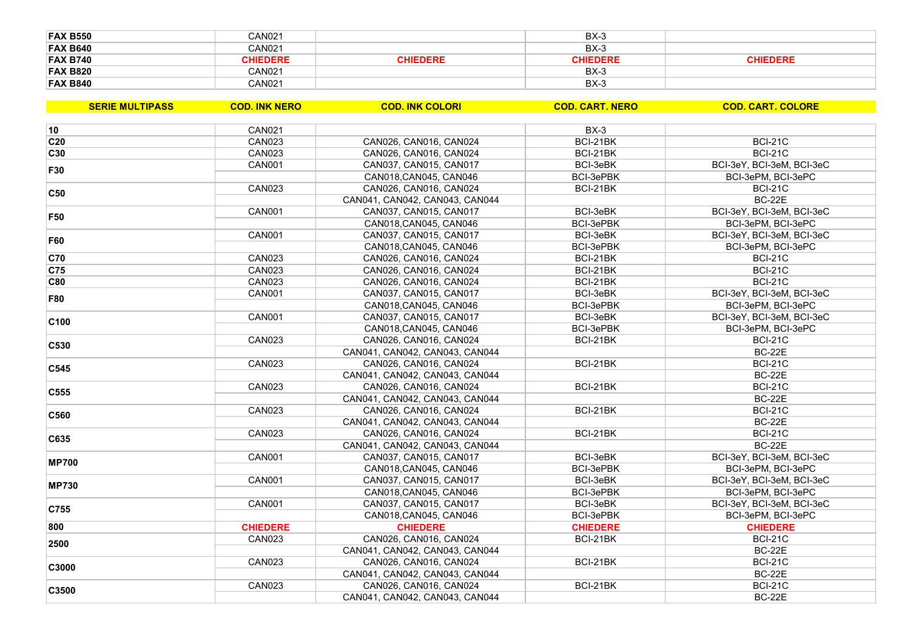| | | | | |
|---|---|---|---|---|
| **FAX B550** | CAN021 | | BX-3 | |
| **FAX B640** | CAN021 | | BX-3 | |
| **FAX B740** | **CHIEDERE** | **CHIEDERE** | **CHIEDERE** | **CHIEDERE** |
| **FAX B820** | CAN021 | | BX-3 | |
| **FAX B840** | CAN021 | | BX-3 | |

| SERIE MULTIPASS | COD. INK NERO | COD. INK COLORI | COD. CART. NERO | COD. CART. COLORE |
|---|---|---|---|---|
| **10** | CAN021 | | BX-3 | |
| **C20** | CAN023 | CAN026, CAN016, CAN024 | BCI-21BK | BCI-21C |
| **C30** | CAN023 | CAN026, CAN016, CAN024 | BCI-21BK | BCI-21C |
| **F30** | CAN001 | CAN037, CAN015, CAN017 | BCI-3eBK | BCI-3eY, BCI-3eM, BCI-3eC |
| | | CAN018,CAN045, CAN046 | BCI-3ePBK | BCI-3ePM, BCI-3ePC |
| **C50** | CAN023 | CAN026, CAN016, CAN024 | BCI-21BK | BCI-21C |
| | | CAN041, CAN042, CAN043, CAN044 | | BC-22E |
| **F50** | CAN001 | CAN037, CAN015, CAN017 | BCI-3eBK | BCI-3eY, BCI-3eM, BCI-3eC |
| | | CAN018,CAN045, CAN046 | BCI-3ePBK | BCI-3ePM, BCI-3ePC |
| **F60** | CAN001 | CAN037, CAN015, CAN017 | BCI-3eBK | BCI-3eY, BCI-3eM, BCI-3eC |
| | | CAN018,CAN045, CAN046 | BCI-3ePBK | BCI-3ePM, BCI-3ePC |
| **C70** | CAN023 | CAN026, CAN016, CAN024 | BCI-21BK | BCI-21C |
| **C75** | CAN023 | CAN026, CAN016, CAN024 | BCI-21BK | BCI-21C |
| **C80** | CAN023 | CAN026, CAN016, CAN024 | BCI-21BK | BCI-21C |
| **F80** | CAN001 | CAN037, CAN015, CAN017 | BCI-3eBK | BCI-3eY, BCI-3eM, BCI-3eC |
| | | CAN018,CAN045, CAN046 | BCI-3ePBK | BCI-3ePM, BCI-3ePC |
| **C100** | CAN001 | CAN037, CAN015, CAN017 | BCI-3eBK | BCI-3eY, BCI-3eM, BCI-3eC |
| | | CAN018,CAN045, CAN046 | BCI-3ePBK | BCI-3ePM, BCI-3ePC |
| **C530** | CAN023 | CAN026, CAN016, CAN024 | BCI-21BK | BCI-21C |
| | | CAN041, CAN042, CAN043, CAN044 | | BC-22E |
| **C545** | CAN023 | CAN026, CAN016, CAN024 | BCI-21BK | BCI-21C |
| | | CAN041, CAN042, CAN043, CAN044 | | BC-22E |
| **C555** | CAN023 | CAN026, CAN016, CAN024 | BCI-21BK | BCI-21C |
| | | CAN041, CAN042, CAN043, CAN044 | | BC-22E |
| **C560** | CAN023 | CAN026, CAN016, CAN024 | BCI-21BK | BCI-21C |
| | | CAN041, CAN042, CAN043, CAN044 | | BC-22E |
| **C635** | CAN023 | CAN026, CAN016, CAN024 | BCI-21BK | BCI-21C |
| | | CAN041, CAN042, CAN043, CAN044 | | BC-22E |
| **MP700** | CAN001 | CAN037, CAN015, CAN017 | BCI-3eBK | BCI-3eY, BCI-3eM, BCI-3eC |
| | | CAN018,CAN045, CAN046 | BCI-3ePBK | BCI-3ePM, BCI-3ePC |
| **MP730** | CAN001 | CAN037, CAN015, CAN017 | BCI-3eBK | BCI-3eY, BCI-3eM, BCI-3eC |
| | | CAN018,CAN045, CAN046 | BCI-3ePBK | BCI-3ePM, BCI-3ePC |
| **C755** | CAN001 | CAN037, CAN015, CAN017 | BCI-3eBK | BCI-3eY, BCI-3eM, BCI-3eC |
| | | CAN018,CAN045, CAN046 | BCI-3ePBK | BCI-3ePM, BCI-3ePC |
| **800** | **CHIEDERE** | **CHIEDERE** | **CHIEDERE** | **CHIEDERE** |
| **2500** | CAN023 | CAN026, CAN016, CAN024 | BCI-21BK | BCI-21C |
| | | CAN041, CAN042, CAN043, CAN044 | | BC-22E |
| **C3000** | CAN023 | CAN026, CAN016, CAN024 | BCI-21BK | BCI-21C |
| | | CAN041, CAN042, CAN043, CAN044 | | BC-22E |
| **C3500** | CAN023 | CAN026, CAN016, CAN024 | BCI-21BK | BCI-21C |
| | | CAN041, CAN042, CAN043, CAN044 | | BC-22E |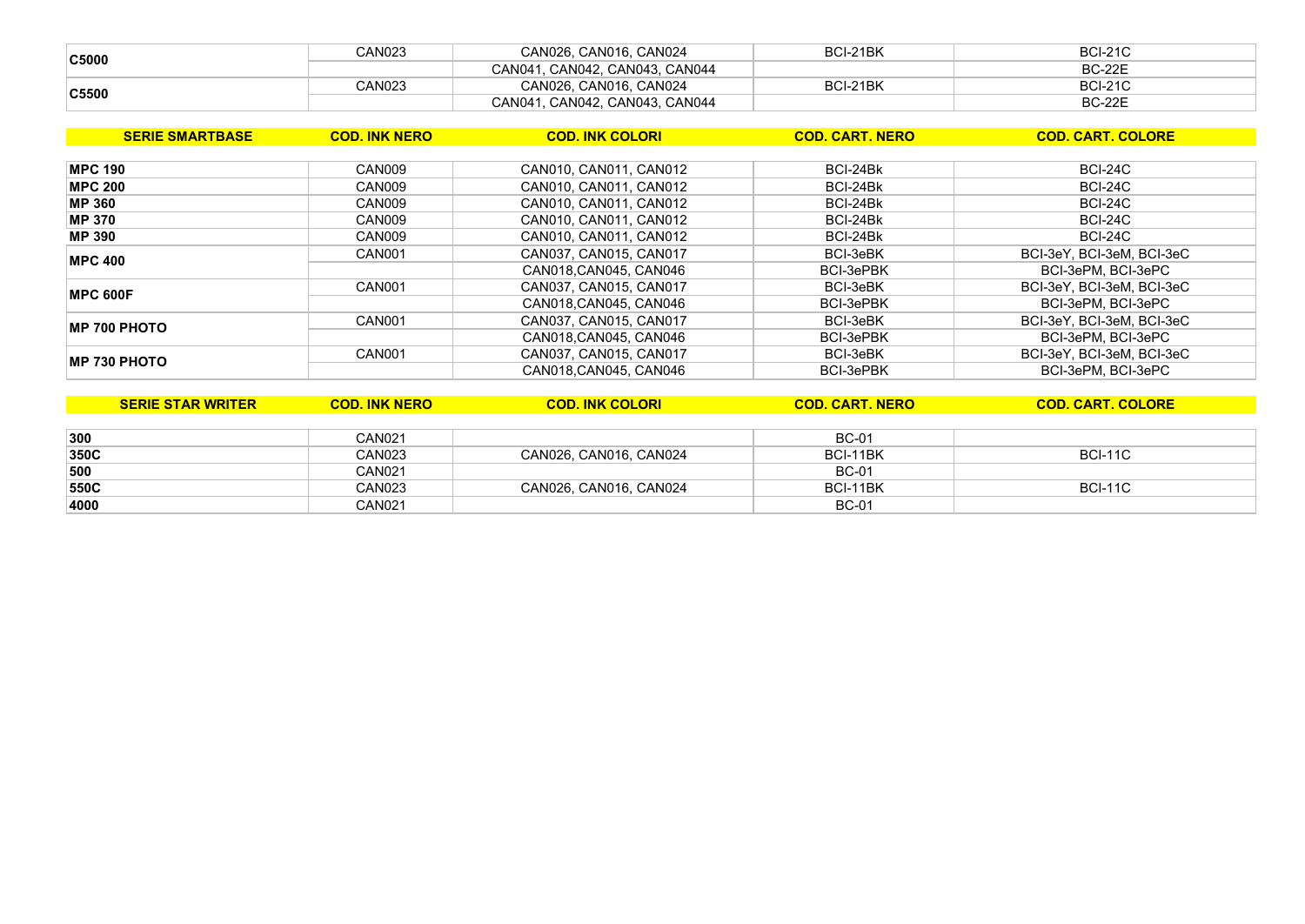| | | | | |
|---|---|---|---|---|
| **C5000** | CAN023 | CAN026, CAN016, CAN024 | BCI-21BK | BCI-21C |
| | | CAN041, CAN042, CAN043, CAN044 | | BC-22E |
| **C5500** | CAN023 | CAN026, CAN016, CAN024 | BCI-21BK | BCI-21C |
| | | CAN041, CAN042, CAN043, CAN044 | | BC-22E |

| SERIE SMARTBASE | COD. INK NERO | COD. INK COLORI | COD. CART. NERO | COD. CART. COLORE |
|---|---|---|---|---|
| **MPC 190** | CAN009 | CAN010, CAN011, CAN012 | BCI-24Bk | BCI-24C |
| **MPC 200** | CAN009 | CAN010, CAN011, CAN012 | BCI-24Bk | BCI-24C |
| **MP 360** | CAN009 | CAN010, CAN011, CAN012 | BCI-24Bk | BCI-24C |
| **MP 370** | CAN009 | CAN010, CAN011, CAN012 | BCI-24Bk | BCI-24C |
| **MP 390** | CAN009 | CAN010, CAN011, CAN012 | BCI-24Bk | BCI-24C |
| **MPC 400** | CAN001 | CAN037, CAN015, CAN017 | BCI-3eBK | BCI-3eY, BCI-3eM, BCI-3eC |
| | | CAN018,CAN045, CAN046 | BCI-3ePBK | BCI-3ePM, BCI-3ePC |
| **MPC 600F** | CAN001 | CAN037, CAN015, CAN017 | BCI-3eBK | BCI-3eY, BCI-3eM, BCI-3eC |
| | | CAN018,CAN045, CAN046 | BCI-3ePBK | BCI-3ePM, BCI-3ePC |
| **MP 700 PHOTO** | CAN001 | CAN037, CAN015, CAN017 | BCI-3eBK | BCI-3eY, BCI-3eM, BCI-3eC |
| | | CAN018,CAN045, CAN046 | BCI-3ePBK | BCI-3ePM, BCI-3ePC |
| **MP 730 PHOTO** | CAN001 | CAN037, CAN015, CAN017 | BCI-3eBK | BCI-3eY, BCI-3eM, BCI-3eC |
| | | CAN018,CAN045, CAN046 | BCI-3ePBK | BCI-3ePM, BCI-3ePC |

| SERIE STAR WRITER | COD. INK NERO | COD. INK COLORI | COD. CART. NERO | COD. CART. COLORE |
|---|---|---|---|---|
| **300** | CAN021 | | BC-01 | |
| **350C** | CAN023 | CAN026, CAN016, CAN024 | BCI-11BK | BCI-11C |
| **500** | CAN021 | | BC-01 | |
| **550C** | CAN023 | CAN026, CAN016, CAN024 | BCI-11BK | BCI-11C |
| **4000** | CAN021 | | BC-01 | |